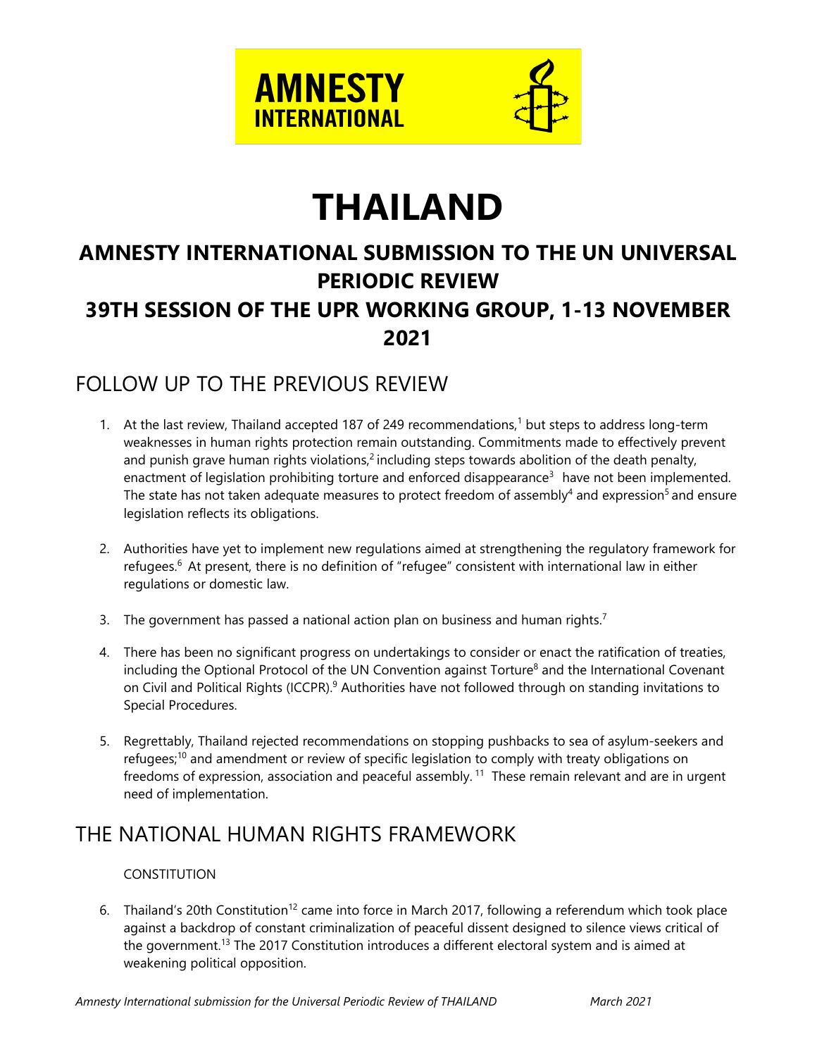# THAILAND

## AMNESTY INTERNATIONAL SUBMISSION TO THE UN UNIVERSAL PERIODIC REVIEW

## 39TH SESSION OF THE UPR WORKING GROUP, 1-13 NOVEMBER 2021

## FOLLOW UP TO THE PREVIOUS REVIEW

1. At the last review, Thailand accepted 187 of 249 recommendations,[1] but steps to address long-term weaknesses in human rights protection remain outstanding. Commitments made to effectively prevent and punish grave human rights violations,[2] including steps towards abolition of the death penalty, enactment of legislation prohibiting torture and enforced disappearance[3] have not been implemented. The state has not taken adequate measures to protect freedom of assembly[4] and expression[5] and ensure legislation reflects its obligations.

2. Authorities have yet to implement new regulations aimed at strengthening the regulatory framework for refugees.[6] At present, there is no definition of "refugee" consistent with international law in either regulations or domestic law.

3. The government has passed a national action plan on business and human rights.[7]

4. There has been no significant progress on undertakings to consider or enact the ratification of treaties, including the Optional Protocol of the UN Convention against Torture[8] and the International Covenant on Civil and Political Rights (ICCPR).[9] Authorities have not followed through on standing invitations to Special Procedures.

5. Regrettably, Thailand rejected recommendations on stopping pushbacks to sea of asylum-seekers and refugees;[10] and amendment or review of specific legislation to comply with treaty obligations on freedoms of expression, association and peaceful assembly.[11] These remain relevant and are in urgent need of implementation.

## THE NATIONAL HUMAN RIGHTS FRAMEWORK

### CONSTITUTION

6. Thailand's 20th Constitution[12] came into force in March 2017, following a referendum which took place against a backdrop of constant criminalization of peaceful dissent designed to silence views critical of the government.[13] The 2017 Constitution introduces a different electoral system and is aimed at weakening political opposition.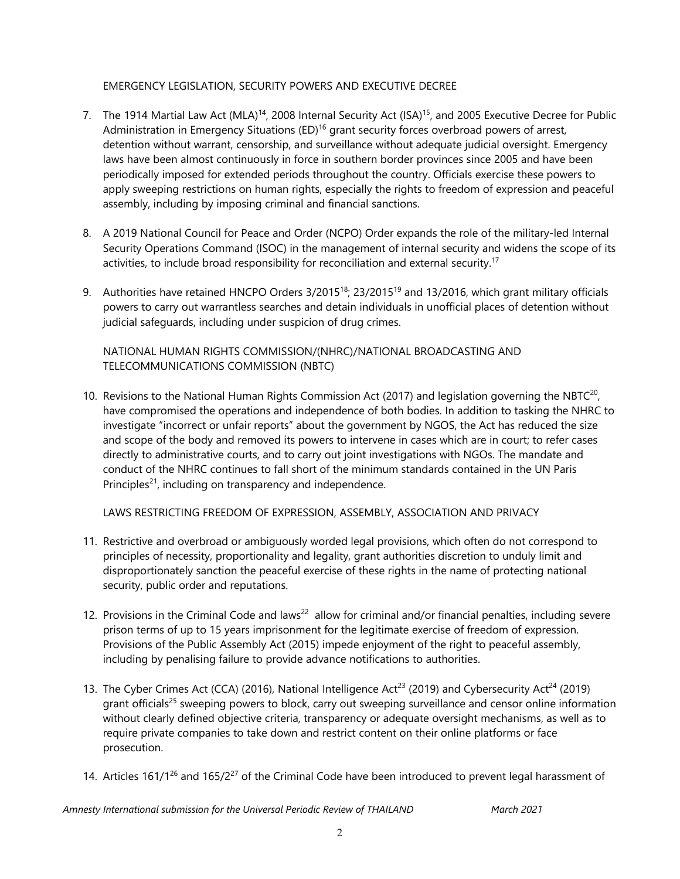## EMERGENCY LEGISLATION, SECURITY POWERS AND EXECUTIVE DECREE

7. The 1914 Martial Law Act (MLA)[14], 2008 Internal Security Act (ISA)[15], and 2005 Executive Decree for Public Administration in Emergency Situations (ED)[16] grant security forces overbroad powers of arrest, detention without warrant, censorship, and surveillance without adequate judicial oversight. Emergency laws have been almost continuously in force in southern border provinces since 2005 and have been periodically imposed for extended periods throughout the country. Officials exercise these powers to apply sweeping restrictions on human rights, especially the rights to freedom of expression and peaceful assembly, including by imposing criminal and financial sanctions.

8. A 2019 National Council for Peace and Order (NCPO) Order expands the role of the military-led Internal Security Operations Command (ISOC) in the management of internal security and widens the scope of its activities, to include broad responsibility for reconciliation and external security.[17]

9. Authorities have retained HNCPO Orders 3/2015[18]; 23/2015[19] and 13/2016, which grant military officials powers to carry out warrantless searches and detain individuals in unofficial places of detention without judicial safeguards, including under suspicion of drug crimes.

## NATIONAL HUMAN RIGHTS COMMISSION/(NHRC)/NATIONAL BROADCASTING AND TELECOMMUNICATIONS COMMISSION (NBTC)

10. Revisions to the National Human Rights Commission Act (2017) and legislation governing the NBTC[20], have compromised the operations and independence of both bodies. In addition to tasking the NHRC to investigate "incorrect or unfair reports" about the government by NGOS, the Act has reduced the size and scope of the body and removed its powers to intervene in cases which are in court; to refer cases directly to administrative courts, and to carry out joint investigations with NGOs. The mandate and conduct of the NHRC continues to fall short of the minimum standards contained in the UN Paris Principles[21], including on transparency and independence.

## LAWS RESTRICTING FREEDOM OF EXPRESSION, ASSEMBLY, ASSOCIATION AND PRIVACY

11. Restrictive and overbroad or ambiguously worded legal provisions, which often do not correspond to principles of necessity, proportionality and legality, grant authorities discretion to unduly limit and disproportionately sanction the peaceful exercise of these rights in the name of protecting national security, public order and reputations.

12. Provisions in the Criminal Code and laws[22] allow for criminal and/or financial penalties, including severe prison terms of up to 15 years imprisonment for the legitimate exercise of freedom of expression. Provisions of the Public Assembly Act (2015) impede enjoyment of the right to peaceful assembly, including by penalising failure to provide advance notifications to authorities.

13. The Cyber Crimes Act (CCA) (2016), National Intelligence Act[23] (2019) and Cybersecurity Act[24] (2019) grant officials[25] sweeping powers to block, carry out sweeping surveillance and censor online information without clearly defined objective criteria, transparency or adequate oversight mechanisms, as well as to require private companies to take down and restrict content on their online platforms or face prosecution.

14. Articles 161/1[26] and 165/2[27] of the Criminal Code have been introduced to prevent legal harassment of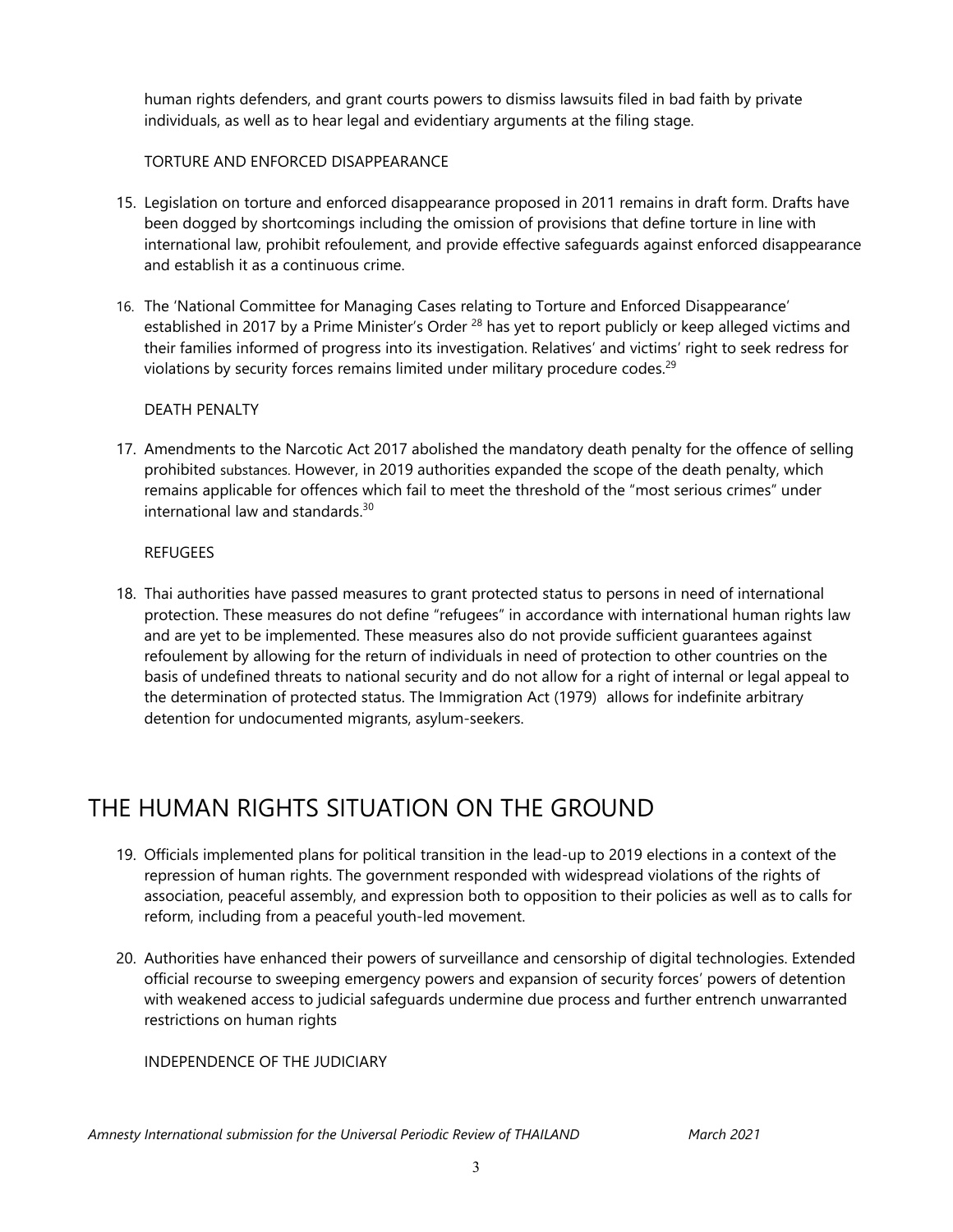human rights defenders, and grant courts powers to dismiss lawsuits filed in bad faith by private individuals, as well as to hear legal and evidentiary arguments at the filing stage.

### TORTURE AND ENFORCED DISAPPEARANCE

15. Legislation on torture and enforced disappearance proposed in 2011 remains in draft form. Drafts have been dogged by shortcomings including the omission of provisions that define torture in line with international law, prohibit refoulement, and provide effective safeguards against enforced disappearance and establish it as a continuous crime.

16. The 'National Committee for Managing Cases relating to Torture and Enforced Disappearance' established in 2017 by a Prime Minister's Order [28] has yet to report publicly or keep alleged victims and their families informed of progress into its investigation. Relatives' and victims' right to seek redress for violations by security forces remains limited under military procedure codes.[29]

### DEATH PENALTY

17. Amendments to the Narcotic Act 2017 abolished the mandatory death penalty for the offence of selling prohibited substances. However, in 2019 authorities expanded the scope of the death penalty, which remains applicable for offences which fail to meet the threshold of the "most serious crimes" under international law and standards.[30]

### REFUGEES

18. Thai authorities have passed measures to grant protected status to persons in need of international protection. These measures do not define "refugees" in accordance with international human rights law and are yet to be implemented. These measures also do not provide sufficient guarantees against refoulement by allowing for the return of individuals in need of protection to other countries on the basis of undefined threats to national security and do not allow for a right of internal or legal appeal to the determination of protected status. The Immigration Act (1979) allows for indefinite arbitrary detention for undocumented migrants, asylum-seekers.

## THE HUMAN RIGHTS SITUATION ON THE GROUND

19. Officials implemented plans for political transition in the lead-up to 2019 elections in a context of the repression of human rights. The government responded with widespread violations of the rights of association, peaceful assembly, and expression both to opposition to their policies as well as to calls for reform, including from a peaceful youth-led movement.

20. Authorities have enhanced their powers of surveillance and censorship of digital technologies. Extended official recourse to sweeping emergency powers and expansion of security forces' powers of detention with weakened access to judicial safeguards undermine due process and further entrench unwarranted restrictions on human rights

### INDEPENDENCE OF THE JUDICIARY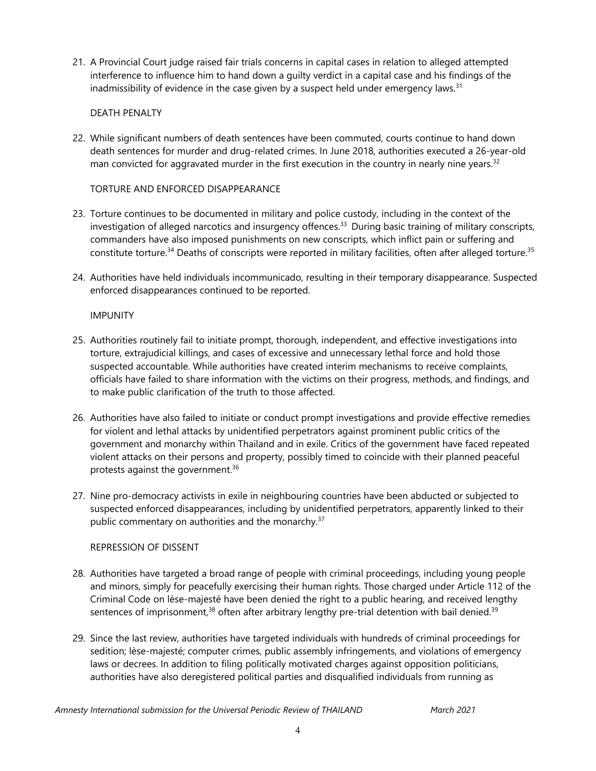21. A Provincial Court judge raised fair trials concerns in capital cases in relation to alleged attempted interference to influence him to hand down a guilty verdict in a capital case and his findings of the inadmissibility of evidence in the case given by a suspect held under emergency laws.[31]

DEATH PENALTY

22. While significant numbers of death sentences have been commuted, courts continue to hand down death sentences for murder and drug-related crimes. In June 2018, authorities executed a 26-year-old man convicted for aggravated murder in the first execution in the country in nearly nine years.[32]

TORTURE AND ENFORCED DISAPPEARANCE

23. Torture continues to be documented in military and police custody, including in the context of the investigation of alleged narcotics and insurgency offences.[33] During basic training of military conscripts, commanders have also imposed punishments on new conscripts, which inflict pain or suffering and constitute torture.[34] Deaths of conscripts were reported in military facilities, often after alleged torture.[35]

24. Authorities have held individuals incommunicado, resulting in their temporary disappearance. Suspected enforced disappearances continued to be reported.

IMPUNITY

25. Authorities routinely fail to initiate prompt, thorough, independent, and effective investigations into torture, extrajudicial killings, and cases of excessive and unnecessary lethal force and hold those suspected accountable. While authorities have created interim mechanisms to receive complaints, officials have failed to share information with the victims on their progress, methods, and findings, and to make public clarification of the truth to those affected.

26. Authorities have also failed to initiate or conduct prompt investigations and provide effective remedies for violent and lethal attacks by unidentified perpetrators against prominent public critics of the government and monarchy within Thailand and in exile. Critics of the government have faced repeated violent attacks on their persons and property, possibly timed to coincide with their planned peaceful protests against the government.[36]

27. Nine pro-democracy activists in exile in neighbouring countries have been abducted or subjected to suspected enforced disappearances, including by unidentified perpetrators, apparently linked to their public commentary on authorities and the monarchy.[37]

REPRESSION OF DISSENT

28. Authorities have targeted a broad range of people with criminal proceedings, including young people and minors, simply for peacefully exercising their human rights. Those charged under Article 112 of the Criminal Code on lèse-majesté have been denied the right to a public hearing, and received lengthy sentences of imprisonment,[38] often after arbitrary lengthy pre-trial detention with bail denied.[39]

29. Since the last review, authorities have targeted individuals with hundreds of criminal proceedings for sedition; lèse-majesté; computer crimes, public assembly infringements, and violations of emergency laws or decrees. In addition to filing politically motivated charges against opposition politicians, authorities have also deregistered political parties and disqualified individuals from running as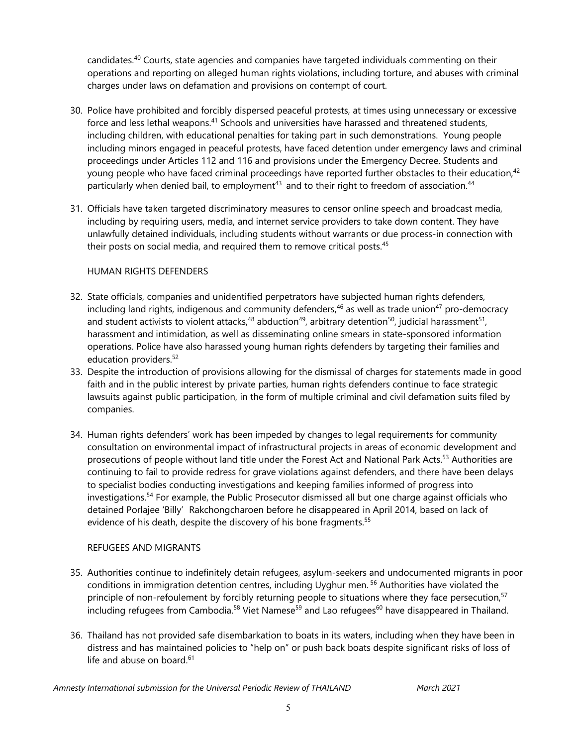candidates.[40] Courts, state agencies and companies have targeted individuals commenting on their operations and reporting on alleged human rights violations, including torture, and abuses with criminal charges under laws on defamation and provisions on contempt of court.

30. Police have prohibited and forcibly dispersed peaceful protests, at times using unnecessary or excessive force and less lethal weapons.[41] Schools and universities have harassed and threatened students, including children, with educational penalties for taking part in such demonstrations. Young people including minors engaged in peaceful protests, have faced detention under emergency laws and criminal proceedings under Articles 112 and 116 and provisions under the Emergency Decree. Students and young people who have faced criminal proceedings have reported further obstacles to their education,[42] particularly when denied bail, to employment[43] and to their right to freedom of association.[44]

31. Officials have taken targeted discriminatory measures to censor online speech and broadcast media, including by requiring users, media, and internet service providers to take down content. They have unlawfully detained individuals, including students without warrants or due process-in connection with their posts on social media, and required them to remove critical posts.[45]

## HUMAN RIGHTS DEFENDERS

32. State officials, companies and unidentified perpetrators have subjected human rights defenders, including land rights, indigenous and community defenders,[46] as well as trade union[47] pro-democracy and student activists to violent attacks,[48] abduction[49], arbitrary detention[50], judicial harassment[51], harassment and intimidation, as well as disseminating online smears in state-sponsored information operations. Police have also harassed young human rights defenders by targeting their families and education providers.[52]

33. Despite the introduction of provisions allowing for the dismissal of charges for statements made in good faith and in the public interest by private parties, human rights defenders continue to face strategic lawsuits against public participation, in the form of multiple criminal and civil defamation suits filed by companies.

34. Human rights defenders' work has been impeded by changes to legal requirements for community consultation on environmental impact of infrastructural projects in areas of economic development and prosecutions of people without land title under the Forest Act and National Park Acts.[53] Authorities are continuing to fail to provide redress for grave violations against defenders, and there have been delays to specialist bodies conducting investigations and keeping families informed of progress into investigations.[54] For example, the Public Prosecutor dismissed all but one charge against officials who detained Porlajee 'Billy' Rakchongcharoen before he disappeared in April 2014, based on lack of evidence of his death, despite the discovery of his bone fragments.[55]

## REFUGEES AND MIGRANTS

35. Authorities continue to indefinitely detain refugees, asylum-seekers and undocumented migrants in poor conditions in immigration detention centres, including Uyghur men.[56] Authorities have violated the principle of non-refoulement by forcibly returning people to situations where they face persecution,[57] including refugees from Cambodia.[58] Viet Namese[59] and Lao refugees[60] have disappeared in Thailand.

36. Thailand has not provided safe disembarkation to boats in its waters, including when they have been in distress and has maintained policies to "help on" or push back boats despite significant risks of loss of life and abuse on board.[61]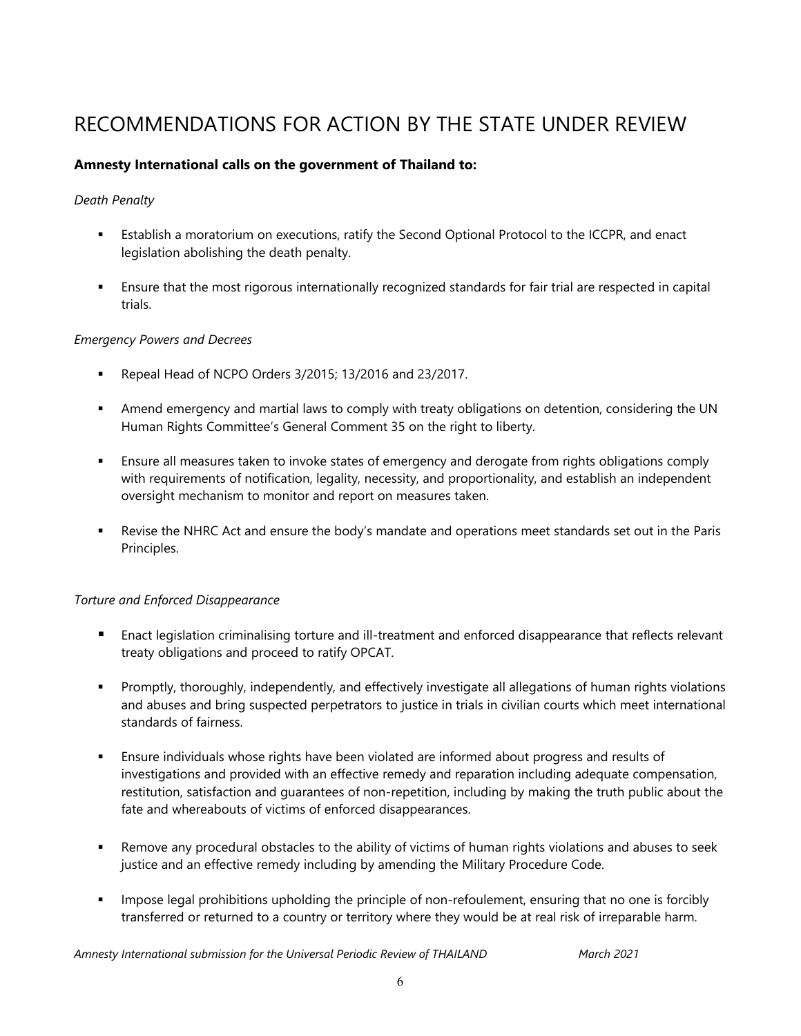# RECOMMENDATIONS FOR ACTION BY THE STATE UNDER REVIEW

**Amnesty International calls on the government of Thailand to:**

*Death Penalty*

- Establish a moratorium on executions, ratify the Second Optional Protocol to the ICCPR, and enact legislation abolishing the death penalty.
- Ensure that the most rigorous internationally recognized standards for fair trial are respected in capital trials.

*Emergency Powers and Decrees*

- Repeal Head of NCPO Orders 3/2015; 13/2016 and 23/2017.
- Amend emergency and martial laws to comply with treaty obligations on detention, considering the UN Human Rights Committee's General Comment 35 on the right to liberty.
- Ensure all measures taken to invoke states of emergency and derogate from rights obligations comply with requirements of notification, legality, necessity, and proportionality, and establish an independent oversight mechanism to monitor and report on measures taken.
- Revise the NHRC Act and ensure the body's mandate and operations meet standards set out in the Paris Principles.

*Torture and Enforced Disappearance*

- Enact legislation criminalising torture and ill-treatment and enforced disappearance that reflects relevant treaty obligations and proceed to ratify OPCAT.
- Promptly, thoroughly, independently, and effectively investigate all allegations of human rights violations and abuses and bring suspected perpetrators to justice in trials in civilian courts which meet international standards of fairness.
- Ensure individuals whose rights have been violated are informed about progress and results of investigations and provided with an effective remedy and reparation including adequate compensation, restitution, satisfaction and guarantees of non-repetition, including by making the truth public about the fate and whereabouts of victims of enforced disappearances.
- Remove any procedural obstacles to the ability of victims of human rights violations and abuses to seek justice and an effective remedy including by amending the Military Procedure Code.
- Impose legal prohibitions upholding the principle of non-refoulement, ensuring that no one is forcibly transferred or returned to a country or territory where they would be at real risk of irreparable harm.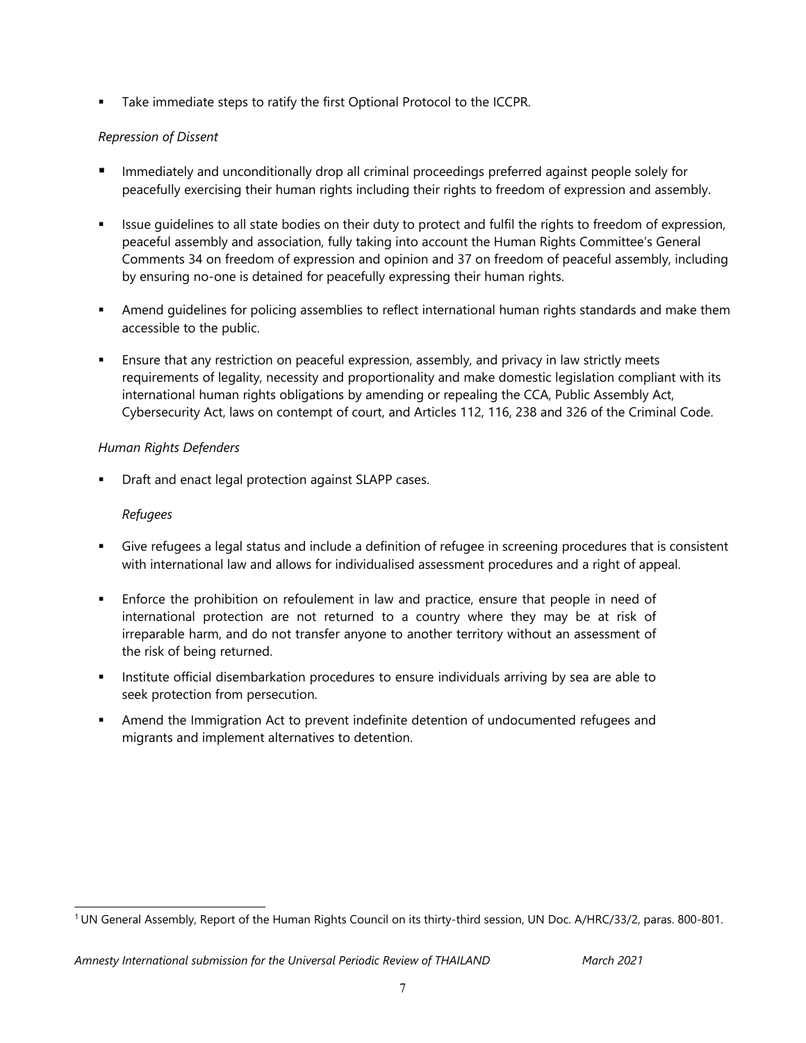- Take immediate steps to ratify the first Optional Protocol to the ICCPR.

*Repression of Dissent*

- Immediately and unconditionally drop all criminal proceedings preferred against people solely for peacefully exercising their human rights including their rights to freedom of expression and assembly.
- Issue guidelines to all state bodies on their duty to protect and fulfil the rights to freedom of expression, peaceful assembly and association, fully taking into account the Human Rights Committee's General Comments 34 on freedom of expression and opinion and 37 on freedom of peaceful assembly, including by ensuring no-one is detained for peacefully expressing their human rights.
- Amend guidelines for policing assemblies to reflect international human rights standards and make them accessible to the public.
- Ensure that any restriction on peaceful expression, assembly, and privacy in law strictly meets requirements of legality, necessity and proportionality and make domestic legislation compliant with its international human rights obligations by amending or repealing the CCA, Public Assembly Act, Cybersecurity Act, laws on contempt of court, and Articles 112, 116, 238 and 326 of the Criminal Code.

*Human Rights Defenders*

- Draft and enact legal protection against SLAPP cases.

*Refugees*

- Give refugees a legal status and include a definition of refugee in screening procedures that is consistent with international law and allows for individualised assessment procedures and a right of appeal.
- Enforce the prohibition on refoulement in law and practice, ensure that people in need of international protection are not returned to a country where they may be at risk of irreparable harm, and do not transfer anyone to another territory without an assessment of the risk of being returned.
- Institute official disembarkation procedures to ensure individuals arriving by sea are able to seek protection from persecution.
- Amend the Immigration Act to prevent indefinite detention of undocumented refugees and migrants and implement alternatives to detention.

---

[1] UN General Assembly, Report of the Human Rights Council on its thirty-third session, UN Doc. A/HRC/33/2, paras. 800-801.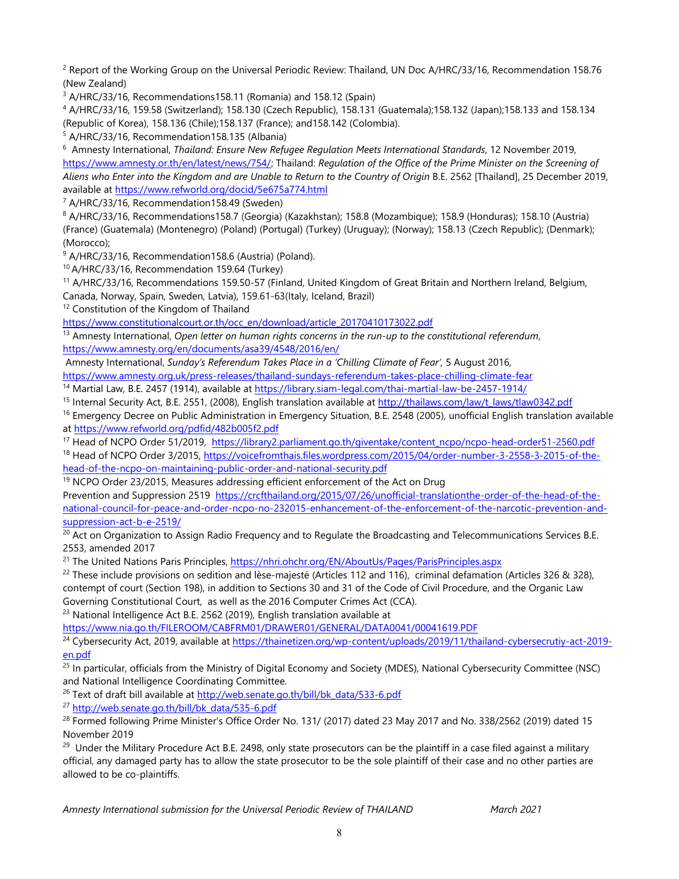[2] Report of the Working Group on the Universal Periodic Review: Thailand, UN Doc A/HRC/33/16, Recommendation 158.76 (New Zealand)

[3] A/HRC/33/16, Recommendations158.11 (Romania) and 158.12 (Spain)

[4] A/HRC/33/16, 159.58 (Switzerland); 158.130 (Czech Republic), 158.131 (Guatemala);158.132 (Japan);158.133 and 158.134 (Republic of Korea), 158.136 (Chile);158.137 (France); and158.142 (Colombia).

[5] A/HRC/33/16, Recommendation158.135 (Albania)

[6] Amnesty International, *Thailand: Ensure New Refugee Regulation Meets International Standards*, 12 November 2019, https://www.amnesty.or.th/en/latest/news/754/; Thailand: *Regulation of the Office of the Prime Minister on the Screening of Aliens who Enter into the Kingdom and are Unable to Return to the Country of Origin* B.E. 2562 [Thailand], 25 December 2019, available at https://www.refworld.org/docid/5e675a774.html

[7] A/HRC/33/16, Recommendation158.49 (Sweden)

[8] A/HRC/33/16, Recommendations158.7 (Georgia) (Kazakhstan); 158.8 (Mozambique); 158.9 (Honduras); 158.10 (Austria) (France) (Guatemala) (Montenegro) (Poland) (Portugal) (Turkey) (Uruguay); (Norway); 158.13 (Czech Republic); (Denmark); (Morocco);

[9] A/HRC/33/16, Recommendation158.6 (Austria) (Poland).

[10] A/HRC/33/16, Recommendation 159.64 (Turkey)

[11] A/HRC/33/16, Recommendations 159.50-57 (Finland, United Kingdom of Great Britain and Northern Ireland, Belgium, Canada, Norway, Spain, Sweden, Latvia), 159.61-63(Italy, Iceland, Brazil)

[12] Constitution of the Kingdom of Thailand https://www.constitutionalcourt.or.th/occ_en/download/article_20170410173022.pdf

[13] Amnesty International, *Open letter on human rights concerns in the run-up to the constitutional referendum*, https://www.amnesty.org/en/documents/asa39/4548/2016/en/

Amnesty International, *Sunday's Referendum Takes Place in a 'Chilling Climate of Fear'*, 5 August 2016, https://www.amnesty.org.uk/press-releases/thailand-sundays-referendum-takes-place-chilling-climate-fear

[14] Martial Law, B.E. 2457 (1914), available at https://library.siam-legal.com/thai-martial-law-be-2457-1914/

[15] Internal Security Act, B.E. 2551, (2008), English translation available at http://thailaws.com/law/t_laws/tlaw0342.pdf

[16] Emergency Decree on Public Administration in Emergency Situation, B.E. 2548 (2005), unofficial English translation available at https://www.refworld.org/pdfid/482b005f2.pdf

[17] Head of NCPO Order 51/2019, https://library2.parliament.go.th/giventake/content_ncpo/ncpo-head-order51-2560.pdf

[18] Head of NCPO Order 3/2015, https://voicefromthais.files.wordpress.com/2015/04/order-number-3-2558-3-2015-of-the-head-of-the-ncpo-on-maintaining-public-order-and-national-security.pdf

[19] NCPO Order 23/2015, Measures addressing efficient enforcement of the Act on Drug Prevention and Suppression 2519 https://crcfthailand.org/2015/07/26/unofficial-translationthe-order-of-the-head-of-the-national-council-for-peace-and-order-ncpo-no-232015-enhancement-of-the-enforcement-of-the-narcotic-prevention-and-suppression-act-b-e-2519/

[20] Act on Organization to Assign Radio Frequency and to Regulate the Broadcasting and Telecommunications Services B.E. 2553, amended 2017

[21] The United Nations Paris Principles, https://nhri.ohchr.org/EN/AboutUs/Pages/ParisPrinciples.aspx

[22] These include provisions on sedition and lèse-majesté (Articles 112 and 116), criminal defamation (Articles 326 & 328), contempt of court (Section 198), in addition to Sections 30 and 31 of the Code of Civil Procedure, and the Organic Law Governing Constitutional Court, as well as the 2016 Computer Crimes Act (CCA).

[23] National Intelligence Act B.E. 2562 (2019), English translation available at https://www.nia.go.th/FILEROOM/CABFRM01/DRAWER01/GENERAL/DATA0041/00041619.PDF

[24] Cybersecurity Act, 2019, available at https://thainetizen.org/wp-content/uploads/2019/11/thailand-cybersecrutiy-act-2019-en.pdf

[25] In particular, officials from the Ministry of Digital Economy and Society (MDES), National Cybersecurity Committee (NSC) and National Intelligence Coordinating Committee.

[26] Text of draft bill available at http://web.senate.go.th/bill/bk_data/533-6.pdf

[27] http://web.senate.go.th/bill/bk_data/535-6.pdf

[28] Formed following Prime Minister's Office Order No. 131/ (2017) dated 23 May 2017 and No. 338/2562 (2019) dated 15 November 2019

[29] Under the Military Procedure Act B.E. 2498, only state prosecutors can be the plaintiff in a case filed against a military official, any damaged party has to allow the state prosecutor to be the sole plaintiff of their case and no other parties are allowed to be co-plaintiffs.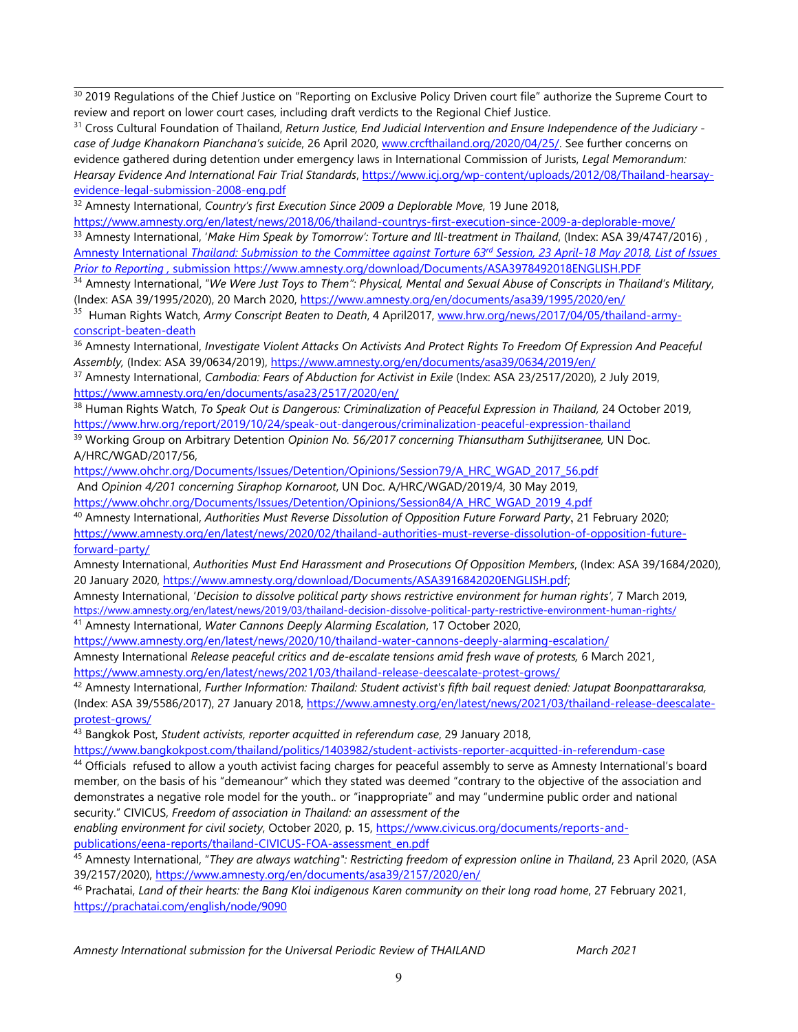[30] 2019 Regulations of the Chief Justice on "Reporting on Exclusive Policy Driven court file" authorize the Supreme Court to review and report on lower court cases, including draft verdicts to the Regional Chief Justice.

[31] Cross Cultural Foundation of Thailand, *Return Justice, End Judicial Intervention and Ensure Independence of the Judiciary - case of Judge Khanakorn Pianchana's suicide*, 26 April 2020, www.crcfthailand.org/2020/04/25/. See further concerns on evidence gathered during detention under emergency laws in International Commission of Jurists, *Legal Memorandum: Hearsay Evidence And International Fair Trial Standards*, https://www.icj.org/wp-content/uploads/2012/08/Thailand-hearsay-evidence-legal-submission-2008-eng.pdf

[32] Amnesty International, *Country's first Execution Since 2009 a Deplorable Move*, 19 June 2018, https://www.amnesty.org/en/latest/news/2018/06/thailand-countrys-first-execution-since-2009-a-deplorable-move/

[33] Amnesty International, '*Make Him Speak by Tomorrow': Torture and Ill-treatment in Thailand*, (Index: ASA 39/4747/2016) , Amnesty International *Thailand: Submission to the Committee against Torture 63rd Session, 23 April-18 May 2018, List of Issues Prior to Reporting* , submission https://www.amnesty.org/download/Documents/ASA3978492018ENGLISH.PDF

[34] Amnesty International, "*We Were Just Toys to Them": Physical, Mental and Sexual Abuse of Conscripts in Thailand's Military*, (Index: ASA 39/1995/2020), 20 March 2020, https://www.amnesty.org/en/documents/asa39/1995/2020/en/

[35] Human Rights Watch, *Army Conscript Beaten to Death*, 4 April2017, www.hrw.org/news/2017/04/05/thailand-army-conscript-beaten-death

[36] Amnesty International, *Investigate Violent Attacks On Activists And Protect Rights To Freedom Of Expression And Peaceful Assembly,* (Index: ASA 39/0634/2019), https://www.amnesty.org/en/documents/asa39/0634/2019/en/

[37] Amnesty International, *Cambodia: Fears of Abduction for Activist in Exile* (Index: ASA 23/2517/2020), 2 July 2019, https://www.amnesty.org/en/documents/asa23/2517/2020/en/

[38] Human Rights Watch, *To Speak Out is Dangerous: Criminalization of Peaceful Expression in Thailand,* 24 October 2019, https://www.hrw.org/report/2019/10/24/speak-out-dangerous/criminalization-peaceful-expression-thailand

[39] Working Group on Arbitrary Detention *Opinion No. 56/2017 concerning Thiansutham Suthijitseranee,* UN Doc. A/HRC/WGAD/2017/56, https://www.ohchr.org/Documents/Issues/Detention/Opinions/Session79/A_HRC_WGAD_2017_56.pdf
And *Opinion 4/201 concerning Siraphop Kornaroot*, UN Doc. A/HRC/WGAD/2019/4, 30 May 2019, https://www.ohchr.org/Documents/Issues/Detention/Opinions/Session84/A_HRC_WGAD_2019_4.pdf

[40] Amnesty International, *Authorities Must Reverse Dissolution of Opposition Future Forward Party*, 21 February 2020; https://www.amnesty.org/en/latest/news/2020/02/thailand-authorities-must-reverse-dissolution-of-opposition-future-forward-party/
Amnesty International, *Authorities Must End Harassment and Prosecutions Of Opposition Members*, (Index: ASA 39/1684/2020), 20 January 2020, https://www.amnesty.org/download/Documents/ASA3916842020ENGLISH.pdf;
Amnesty International, '*Decision to dissolve political party shows restrictive environment for human rights*', 7 March 2019, https://www.amnesty.org/en/latest/news/2019/03/thailand-decision-dissolve-political-party-restrictive-environment-human-rights/

[41] Amnesty International, *Water Cannons Deeply Alarming Escalation*, 17 October 2020, https://www.amnesty.org/en/latest/news/2020/10/thailand-water-cannons-deeply-alarming-escalation/
Amnesty International *Release peaceful critics and de-escalate tensions amid fresh wave of protests,* 6 March 2021, https://www.amnesty.org/en/latest/news/2021/03/thailand-release-deescalate-protest-grows/

[42] Amnesty International, *Further Information: Thailand: Student activist's fifth bail request denied: Jatupat Boonpattararaksa,* (Index: ASA 39/5586/2017), 27 January 2018, https://www.amnesty.org/en/latest/news/2021/03/thailand-release-deescalate-protest-grows/

[43] Bangkok Post, *Student activists, reporter acquitted in referendum case*, 29 January 2018, https://www.bangkokpost.com/thailand/politics/1403982/student-activists-reporter-acquitted-in-referendum-case

[44] Officials refused to allow a youth activist facing charges for peaceful assembly to serve as Amnesty International's board member, on the basis of his "demeanour" which they stated was deemed "contrary to the objective of the association and demonstrates a negative role model for the youth.. or "inappropriate" and may "undermine public order and national security." CIVICUS, *Freedom of association in Thailand: an assessment of the enabling environment for civil society*, October 2020, p. 15, https://www.civicus.org/documents/reports-and-publications/eena-reports/thailand-CIVICUS-FOA-assessment_en.pdf

[45] Amnesty International, "*They are always watching": Restricting freedom of expression online in Thailand*, 23 April 2020, (ASA 39/2157/2020), https://www.amnesty.org/en/documents/asa39/2157/2020/en/

[46] Prachatai, *Land of their hearts: the Bang Kloi indigenous Karen community on their long road home*, 27 February 2021, https://prachatai.com/english/node/9090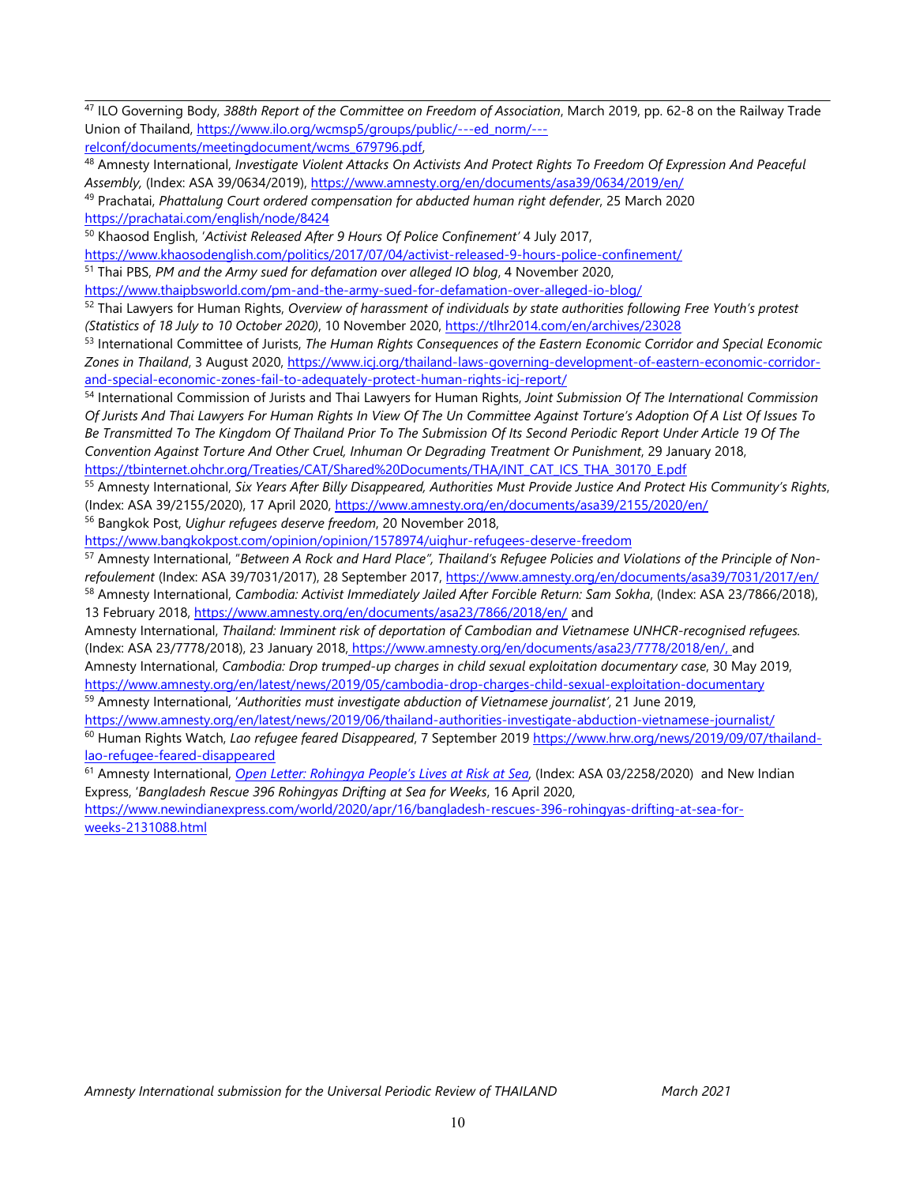[47] ILO Governing Body, *388th Report of the Committee on Freedom of Association*, March 2019, pp. 62-8 on the Railway Trade Union of Thailand, https://www.ilo.org/wcmsp5/groups/public/---ed_norm/---relconf/documents/meetingdocument/wcms_679796.pdf,

[48] Amnesty International, *Investigate Violent Attacks On Activists And Protect Rights To Freedom Of Expression And Peaceful Assembly,* (Index: ASA 39/0634/2019), https://www.amnesty.org/en/documents/asa39/0634/2019/en/

[49] Prachatai, *Phattalung Court ordered compensation for abducted human right defender*, 25 March 2020 https://prachatai.com/english/node/8424

[50] Khaosod English, '*Activist Released After 9 Hours Of Police Confinement'* 4 July 2017, https://www.khaosodenglish.com/politics/2017/07/04/activist-released-9-hours-police-confinement/

[51] Thai PBS, *PM and the Army sued for defamation over alleged IO blog*, 4 November 2020, https://www.thaipbsworld.com/pm-and-the-army-sued-for-defamation-over-alleged-io-blog/

[52] Thai Lawyers for Human Rights, *Overview of harassment of individuals by state authorities following Free Youth's protest (Statistics of 18 July to 10 October 2020)*, 10 November 2020, https://tlhr2014.com/en/archives/23028

[53] International Committee of Jurists, *The Human Rights Consequences of the Eastern Economic Corridor and Special Economic Zones in Thailand*, 3 August 2020, https://www.icj.org/thailand-laws-governing-development-of-eastern-economic-corridor-and-special-economic-zones-fail-to-adequately-protect-human-rights-icj-report/

[54] International Commission of Jurists and Thai Lawyers for Human Rights, *Joint Submission Of The International Commission Of Jurists And Thai Lawyers For Human Rights In View Of The Un Committee Against Torture's Adoption Of A List Of Issues To Be Transmitted To The Kingdom Of Thailand Prior To The Submission Of Its Second Periodic Report Under Article 19 Of The Convention Against Torture And Other Cruel, Inhuman Or Degrading Treatment Or Punishment*, 29 January 2018, https://tbinternet.ohchr.org/Treaties/CAT/Shared%20Documents/THA/INT_CAT_ICS_THA_30170_E.pdf

[55] Amnesty International, *Six Years After Billy Disappeared, Authorities Must Provide Justice And Protect His Community's Rights*, (Index: ASA 39/2155/2020), 17 April 2020, https://www.amnesty.org/en/documents/asa39/2155/2020/en/

[56] Bangkok Post, *Uighur refugees deserve freedom*, 20 November 2018, https://www.bangkokpost.com/opinion/opinion/1578974/uighur-refugees-deserve-freedom

[57] Amnesty International, "*Between A Rock and Hard Place", Thailand's Refugee Policies and Violations of the Principle of Non-refoulement* (Index: ASA 39/7031/2017), 28 September 2017, https://www.amnesty.org/en/documents/asa39/7031/2017/en/

[58] Amnesty International, *Cambodia: Activist Immediately Jailed After Forcible Return: Sam Sokha*, (Index: ASA 23/7866/2018), 13 February 2018, https://www.amnesty.org/en/documents/asa23/7866/2018/en/ and
Amnesty International, *Thailand: Imminent risk of deportation of Cambodian and Vietnamese UNHCR-recognised refugees.* (Index: ASA 23/7778/2018), 23 January 2018, https://www.amnesty.org/en/documents/asa23/7778/2018/en/, and
Amnesty International, *Cambodia: Drop trumped-up charges in child sexual exploitation documentary case*, 30 May 2019, https://www.amnesty.org/en/latest/news/2019/05/cambodia-drop-charges-child-sexual-exploitation-documentary

[59] Amnesty International, '*Authorities must investigate abduction of Vietnamese journalist'*, 21 June 2019, https://www.amnesty.org/en/latest/news/2019/06/thailand-authorities-investigate-abduction-vietnamese-journalist/

[60] Human Rights Watch, *Lao refugee feared Disappeared*, 7 September 2019 https://www.hrw.org/news/2019/09/07/thailand-lao-refugee-feared-disappeared

[61] Amnesty International, *Open Letter: Rohingya People's Lives at Risk at Sea,* (Index: ASA 03/2258/2020) and New Indian Express, '*Bangladesh Rescue 396 Rohingyas Drifting at Sea for Weeks*, 16 April 2020, https://www.newindianexpress.com/world/2020/apr/16/bangladesh-rescues-396-rohingyas-drifting-at-sea-for-weeks-2131088.html